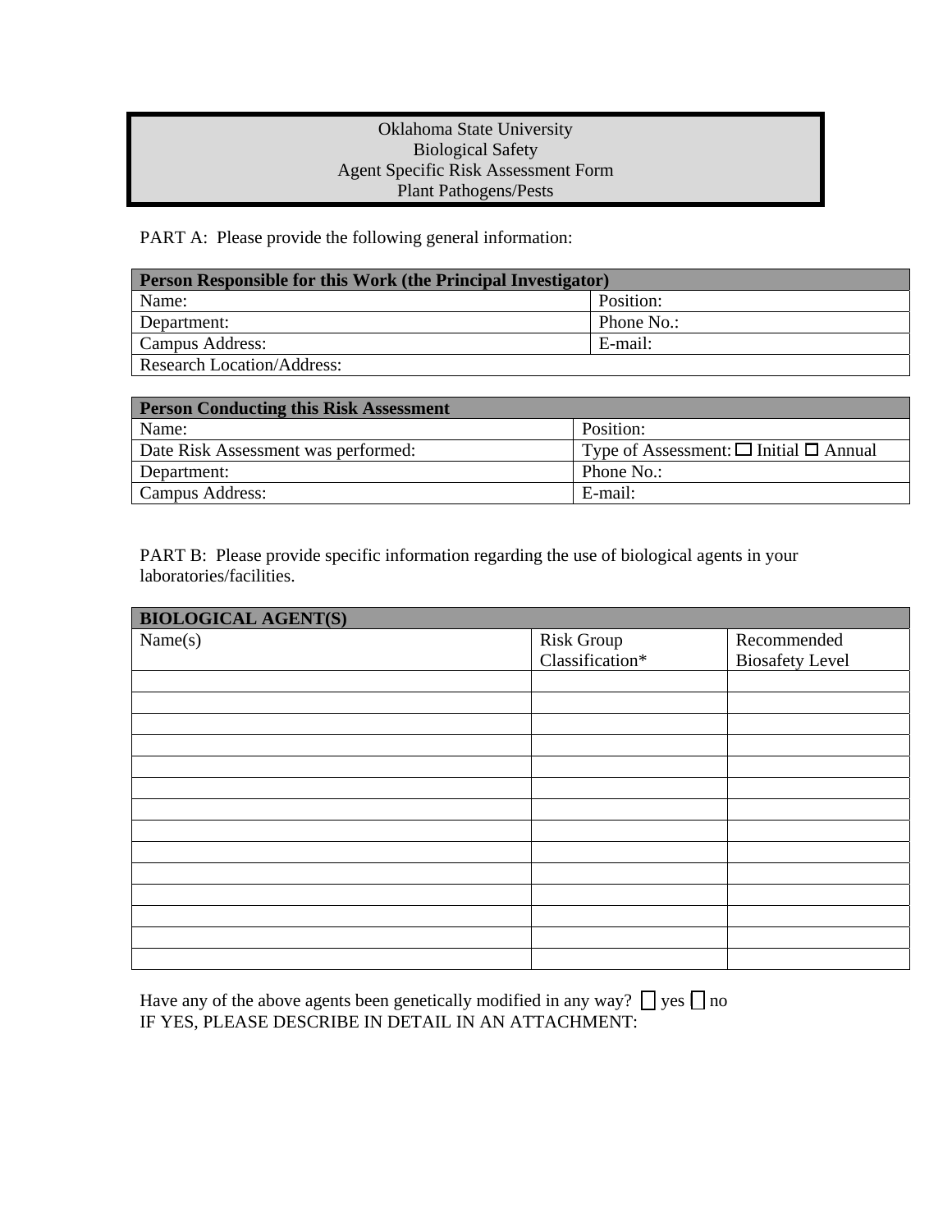# Oklahoma State University
## Biological Safety
## Agent Specific Risk Assessment Form
## Plant Pathogens/Pests

PART A: Please provide the following general information:

| **Person Responsible for this Work (the Principal Investigator)** | |
|---|---|
| Name: | Position: |
| Department: | Phone No.: |
| Campus Address: | E-mail: |
| Research Location/Address: | |

| **Person Conducting this Risk Assessment** | |
|---|---|
| Name: | Position: |
| Date Risk Assessment was performed: | Type of Assessment: ☐ Initial ☐ Annual |
| Department: | Phone No.: |
| Campus Address: | E-mail: |

PART B: Please provide specific information regarding the use of biological agents in your laboratories/facilities.

| **BIOLOGICAL AGENT(S)** | | |
|---|---|---|
| Name(s) | Risk Group Classification* | Recommended Biosafety Level |
| | | |
| | | |
| | | |
| | | |
| | | |
| | | |
| | | |
| | | |
| | | |
| | | |
| | | |
| | | |
| | | |
| | | |

Have any of the above agents been genetically modified in any way? ☐ yes ☐ no
IF YES, PLEASE DESCRIBE IN DETAIL IN AN ATTACHMENT: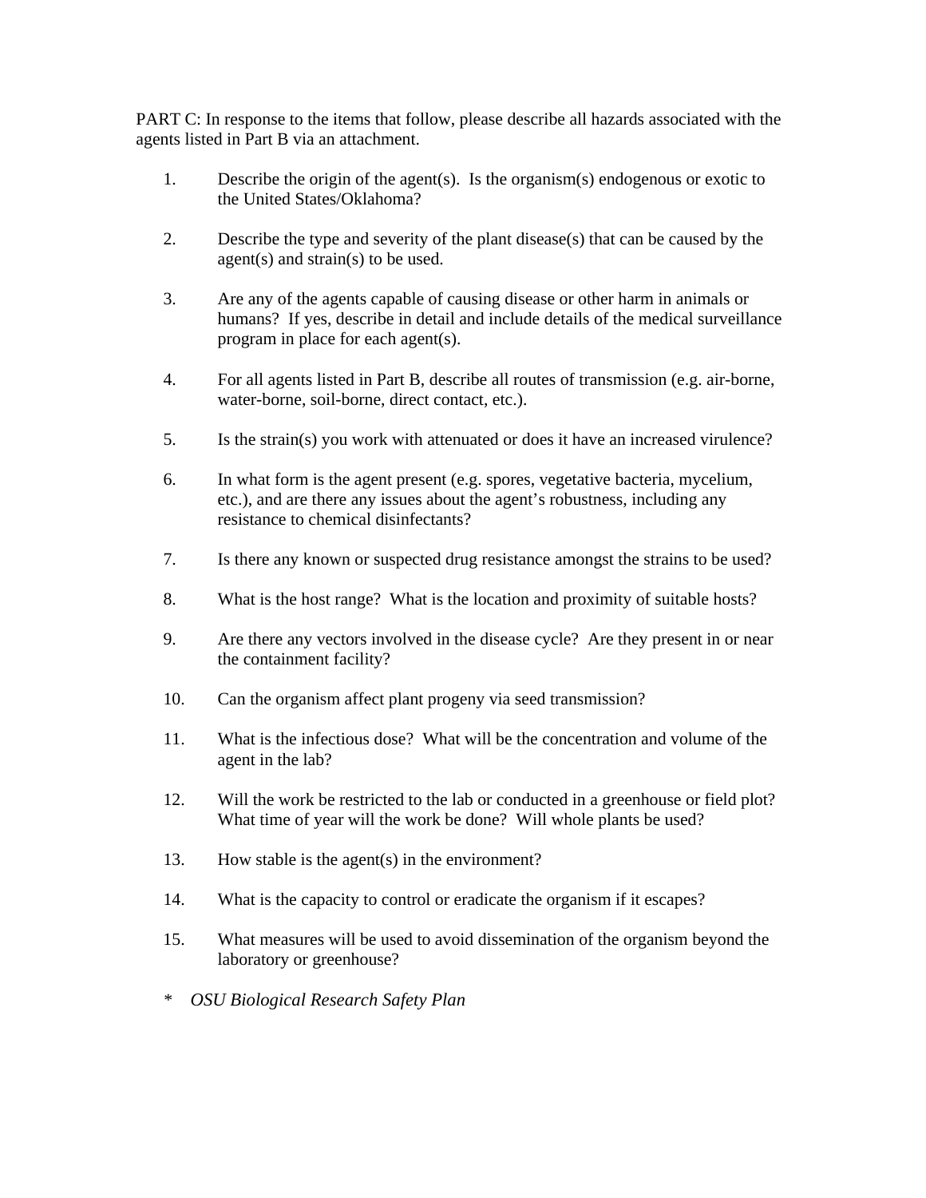PART C: In response to the items that follow, please describe all hazards associated with the agents listed in Part B via an attachment.

1. Describe the origin of the agent(s). Is the organism(s) endogenous or exotic to the United States/Oklahoma?

2. Describe the type and severity of the plant disease(s) that can be caused by the agent(s) and strain(s) to be used.

3. Are any of the agents capable of causing disease or other harm in animals or humans? If yes, describe in detail and include details of the medical surveillance program in place for each agent(s).

4. For all agents listed in Part B, describe all routes of transmission (e.g. air-borne, water-borne, soil-borne, direct contact, etc.).

5. Is the strain(s) you work with attenuated or does it have an increased virulence?

6. In what form is the agent present (e.g. spores, vegetative bacteria, mycelium, etc.), and are there any issues about the agent's robustness, including any resistance to chemical disinfectants?

7. Is there any known or suspected drug resistance amongst the strains to be used?

8. What is the host range? What is the location and proximity of suitable hosts?

9. Are there any vectors involved in the disease cycle? Are they present in or near the containment facility?

10. Can the organism affect plant progeny via seed transmission?

11. What is the infectious dose? What will be the concentration and volume of the agent in the lab?

12. Will the work be restricted to the lab or conducted in a greenhouse or field plot? What time of year will the work be done? Will whole plants be used?

13. How stable is the agent(s) in the environment?

14. What is the capacity to control or eradicate the organism if it escapes?

15. What measures will be used to avoid dissemination of the organism beyond the laboratory or greenhouse?

\* *OSU Biological Research Safety Plan*